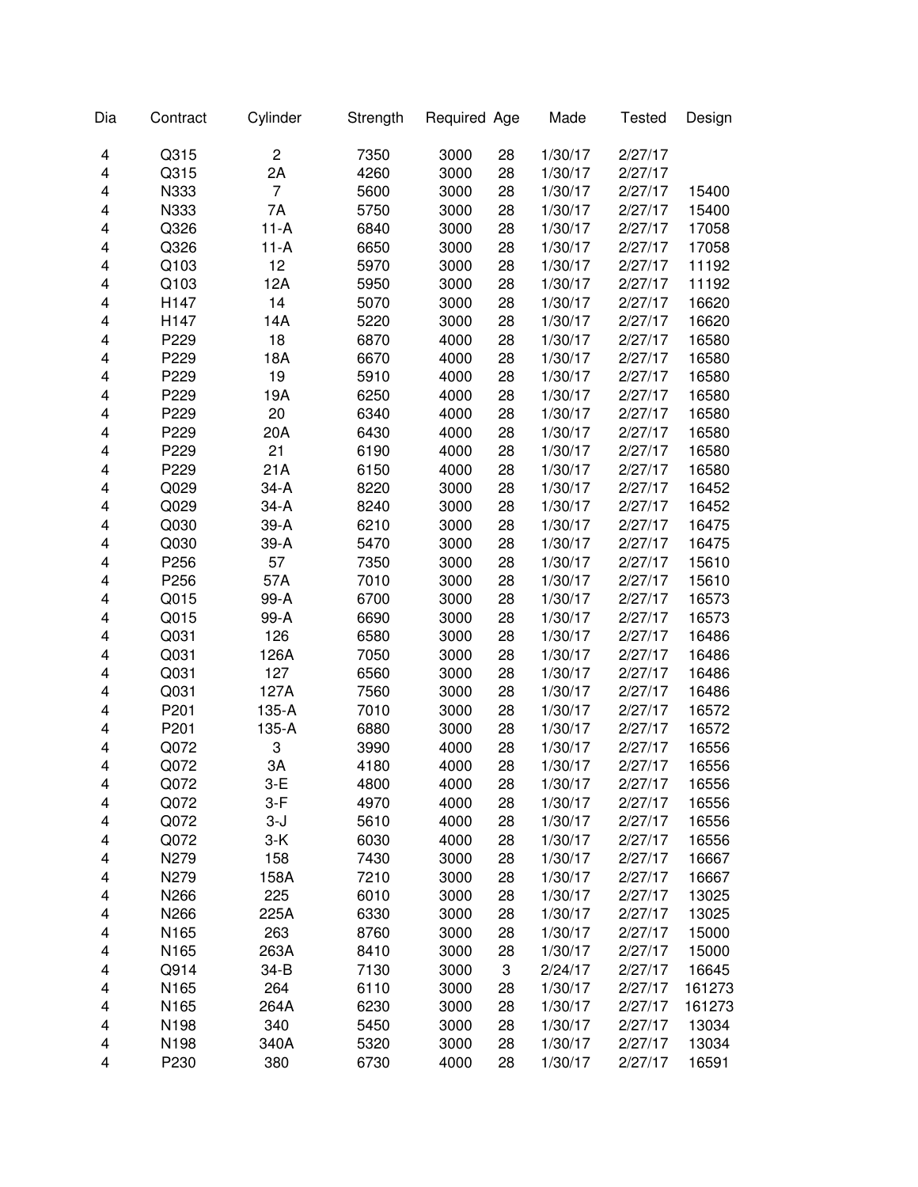| Dia | Contract | Cylinder | Strength | Required | Age | Made | Tested | Design |
|---|---|---|---|---|---|---|---|---|
| 4 | Q315 | 2 | 7350 | 3000 | 28 | 1/30/17 | 2/27/17 | |
| 4 | Q315 | 2A | 4260 | 3000 | 28 | 1/30/17 | 2/27/17 | |
| 4 | N333 | 7 | 5600 | 3000 | 28 | 1/30/17 | 2/27/17 | 15400 |
| 4 | N333 | 7A | 5750 | 3000 | 28 | 1/30/17 | 2/27/17 | 15400 |
| 4 | Q326 | 11-A | 6840 | 3000 | 28 | 1/30/17 | 2/27/17 | 17058 |
| 4 | Q326 | 11-A | 6650 | 3000 | 28 | 1/30/17 | 2/27/17 | 17058 |
| 4 | Q103 | 12 | 5970 | 3000 | 28 | 1/30/17 | 2/27/17 | 11192 |
| 4 | Q103 | 12A | 5950 | 3000 | 28 | 1/30/17 | 2/27/17 | 11192 |
| 4 | H147 | 14 | 5070 | 3000 | 28 | 1/30/17 | 2/27/17 | 16620 |
| 4 | H147 | 14A | 5220 | 3000 | 28 | 1/30/17 | 2/27/17 | 16620 |
| 4 | P229 | 18 | 6870 | 4000 | 28 | 1/30/17 | 2/27/17 | 16580 |
| 4 | P229 | 18A | 6670 | 4000 | 28 | 1/30/17 | 2/27/17 | 16580 |
| 4 | P229 | 19 | 5910 | 4000 | 28 | 1/30/17 | 2/27/17 | 16580 |
| 4 | P229 | 19A | 6250 | 4000 | 28 | 1/30/17 | 2/27/17 | 16580 |
| 4 | P229 | 20 | 6340 | 4000 | 28 | 1/30/17 | 2/27/17 | 16580 |
| 4 | P229 | 20A | 6430 | 4000 | 28 | 1/30/17 | 2/27/17 | 16580 |
| 4 | P229 | 21 | 6190 | 4000 | 28 | 1/30/17 | 2/27/17 | 16580 |
| 4 | P229 | 21A | 6150 | 4000 | 28 | 1/30/17 | 2/27/17 | 16580 |
| 4 | Q029 | 34-A | 8220 | 3000 | 28 | 1/30/17 | 2/27/17 | 16452 |
| 4 | Q029 | 34-A | 8240 | 3000 | 28 | 1/30/17 | 2/27/17 | 16452 |
| 4 | Q030 | 39-A | 6210 | 3000 | 28 | 1/30/17 | 2/27/17 | 16475 |
| 4 | Q030 | 39-A | 5470 | 3000 | 28 | 1/30/17 | 2/27/17 | 16475 |
| 4 | P256 | 57 | 7350 | 3000 | 28 | 1/30/17 | 2/27/17 | 15610 |
| 4 | P256 | 57A | 7010 | 3000 | 28 | 1/30/17 | 2/27/17 | 15610 |
| 4 | Q015 | 99-A | 6700 | 3000 | 28 | 1/30/17 | 2/27/17 | 16573 |
| 4 | Q015 | 99-A | 6690 | 3000 | 28 | 1/30/17 | 2/27/17 | 16573 |
| 4 | Q031 | 126 | 6580 | 3000 | 28 | 1/30/17 | 2/27/17 | 16486 |
| 4 | Q031 | 126A | 7050 | 3000 | 28 | 1/30/17 | 2/27/17 | 16486 |
| 4 | Q031 | 127 | 6560 | 3000 | 28 | 1/30/17 | 2/27/17 | 16486 |
| 4 | Q031 | 127A | 7560 | 3000 | 28 | 1/30/17 | 2/27/17 | 16486 |
| 4 | P201 | 135-A | 7010 | 3000 | 28 | 1/30/17 | 2/27/17 | 16572 |
| 4 | P201 | 135-A | 6880 | 3000 | 28 | 1/30/17 | 2/27/17 | 16572 |
| 4 | Q072 | 3 | 3990 | 4000 | 28 | 1/30/17 | 2/27/17 | 16556 |
| 4 | Q072 | 3A | 4180 | 4000 | 28 | 1/30/17 | 2/27/17 | 16556 |
| 4 | Q072 | 3-E | 4800 | 4000 | 28 | 1/30/17 | 2/27/17 | 16556 |
| 4 | Q072 | 3-F | 4970 | 4000 | 28 | 1/30/17 | 2/27/17 | 16556 |
| 4 | Q072 | 3-J | 5610 | 4000 | 28 | 1/30/17 | 2/27/17 | 16556 |
| 4 | Q072 | 3-K | 6030 | 4000 | 28 | 1/30/17 | 2/27/17 | 16556 |
| 4 | N279 | 158 | 7430 | 3000 | 28 | 1/30/17 | 2/27/17 | 16667 |
| 4 | N279 | 158A | 7210 | 3000 | 28 | 1/30/17 | 2/27/17 | 16667 |
| 4 | N266 | 225 | 6010 | 3000 | 28 | 1/30/17 | 2/27/17 | 13025 |
| 4 | N266 | 225A | 6330 | 3000 | 28 | 1/30/17 | 2/27/17 | 13025 |
| 4 | N165 | 263 | 8760 | 3000 | 28 | 1/30/17 | 2/27/17 | 15000 |
| 4 | N165 | 263A | 8410 | 3000 | 28 | 1/30/17 | 2/27/17 | 15000 |
| 4 | Q914 | 34-B | 7130 | 3000 | 3 | 2/24/17 | 2/27/17 | 16645 |
| 4 | N165 | 264 | 6110 | 3000 | 28 | 1/30/17 | 2/27/17 | 161273 |
| 4 | N165 | 264A | 6230 | 3000 | 28 | 1/30/17 | 2/27/17 | 161273 |
| 4 | N198 | 340 | 5450 | 3000 | 28 | 1/30/17 | 2/27/17 | 13034 |
| 4 | N198 | 340A | 5320 | 3000 | 28 | 1/30/17 | 2/27/17 | 13034 |
| 4 | P230 | 380 | 6730 | 4000 | 28 | 1/30/17 | 2/27/17 | 16591 |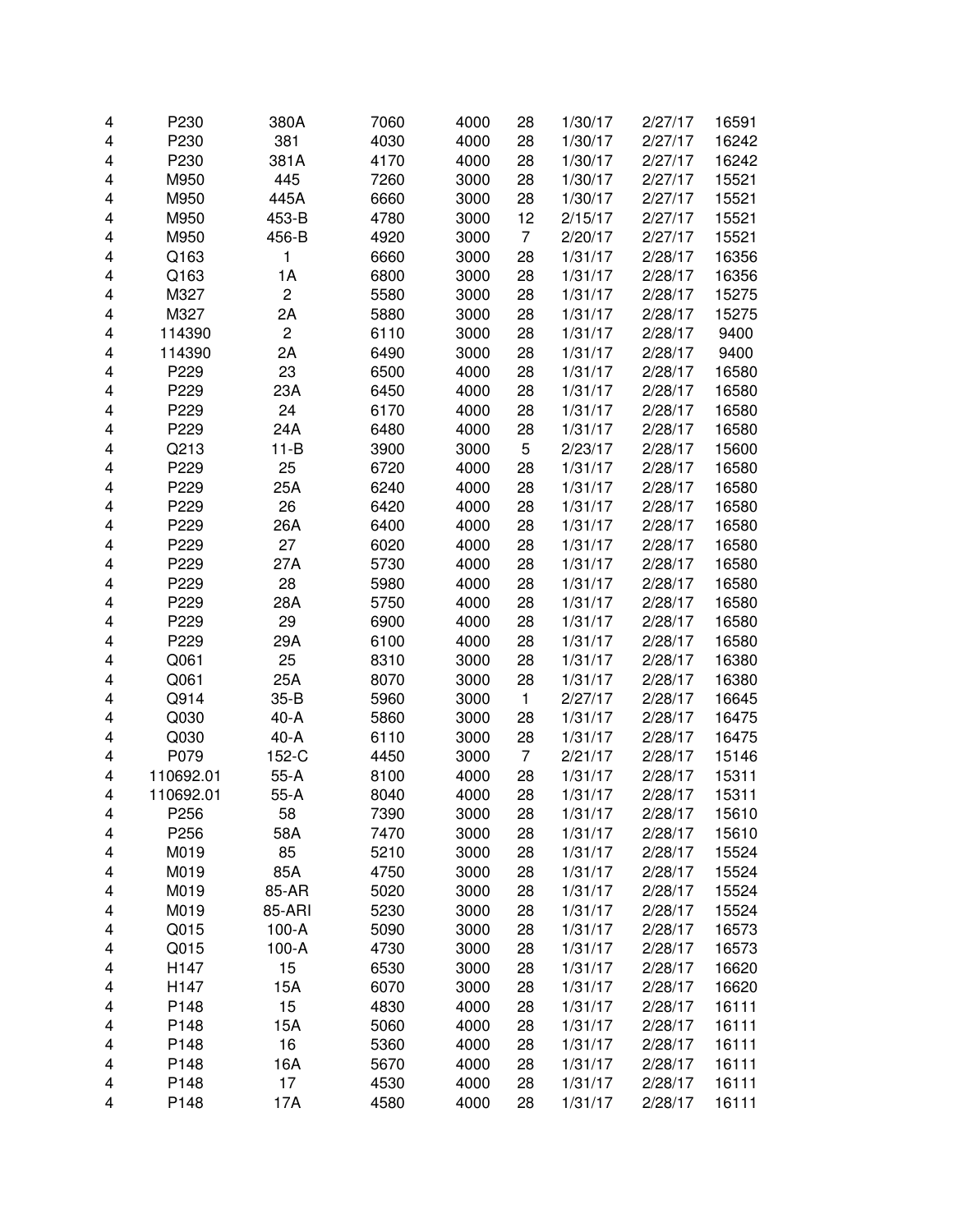| | | | | | | | | |
|---|---|---|---|---|---|---|---|---|
| 4 | P230 | 380A | 7060 | 4000 | 28 | 1/30/17 | 2/27/17 | 16591 |
| 4 | P230 | 381 | 4030 | 4000 | 28 | 1/30/17 | 2/27/17 | 16242 |
| 4 | P230 | 381A | 4170 | 4000 | 28 | 1/30/17 | 2/27/17 | 16242 |
| 4 | M950 | 445 | 7260 | 3000 | 28 | 1/30/17 | 2/27/17 | 15521 |
| 4 | M950 | 445A | 6660 | 3000 | 28 | 1/30/17 | 2/27/17 | 15521 |
| 4 | M950 | 453-B | 4780 | 3000 | 12 | 2/15/17 | 2/27/17 | 15521 |
| 4 | M950 | 456-B | 4920 | 3000 | 7 | 2/20/17 | 2/27/17 | 15521 |
| 4 | Q163 | 1 | 6660 | 3000 | 28 | 1/31/17 | 2/28/17 | 16356 |
| 4 | Q163 | 1A | 6800 | 3000 | 28 | 1/31/17 | 2/28/17 | 16356 |
| 4 | M327 | 2 | 5580 | 3000 | 28 | 1/31/17 | 2/28/17 | 15275 |
| 4 | M327 | 2A | 5880 | 3000 | 28 | 1/31/17 | 2/28/17 | 15275 |
| 4 | 114390 | 2 | 6110 | 3000 | 28 | 1/31/17 | 2/28/17 | 9400 |
| 4 | 114390 | 2A | 6490 | 3000 | 28 | 1/31/17 | 2/28/17 | 9400 |
| 4 | P229 | 23 | 6500 | 4000 | 28 | 1/31/17 | 2/28/17 | 16580 |
| 4 | P229 | 23A | 6450 | 4000 | 28 | 1/31/17 | 2/28/17 | 16580 |
| 4 | P229 | 24 | 6170 | 4000 | 28 | 1/31/17 | 2/28/17 | 16580 |
| 4 | P229 | 24A | 6480 | 4000 | 28 | 1/31/17 | 2/28/17 | 16580 |
| 4 | Q213 | 11-B | 3900 | 3000 | 5 | 2/23/17 | 2/28/17 | 15600 |
| 4 | P229 | 25 | 6720 | 4000 | 28 | 1/31/17 | 2/28/17 | 16580 |
| 4 | P229 | 25A | 6240 | 4000 | 28 | 1/31/17 | 2/28/17 | 16580 |
| 4 | P229 | 26 | 6420 | 4000 | 28 | 1/31/17 | 2/28/17 | 16580 |
| 4 | P229 | 26A | 6400 | 4000 | 28 | 1/31/17 | 2/28/17 | 16580 |
| 4 | P229 | 27 | 6020 | 4000 | 28 | 1/31/17 | 2/28/17 | 16580 |
| 4 | P229 | 27A | 5730 | 4000 | 28 | 1/31/17 | 2/28/17 | 16580 |
| 4 | P229 | 28 | 5980 | 4000 | 28 | 1/31/17 | 2/28/17 | 16580 |
| 4 | P229 | 28A | 5750 | 4000 | 28 | 1/31/17 | 2/28/17 | 16580 |
| 4 | P229 | 29 | 6900 | 4000 | 28 | 1/31/17 | 2/28/17 | 16580 |
| 4 | P229 | 29A | 6100 | 4000 | 28 | 1/31/17 | 2/28/17 | 16580 |
| 4 | Q061 | 25 | 8310 | 3000 | 28 | 1/31/17 | 2/28/17 | 16380 |
| 4 | Q061 | 25A | 8070 | 3000 | 28 | 1/31/17 | 2/28/17 | 16380 |
| 4 | Q914 | 35-B | 5960 | 3000 | 1 | 2/27/17 | 2/28/17 | 16645 |
| 4 | Q030 | 40-A | 5860 | 3000 | 28 | 1/31/17 | 2/28/17 | 16475 |
| 4 | Q030 | 40-A | 6110 | 3000 | 28 | 1/31/17 | 2/28/17 | 16475 |
| 4 | P079 | 152-C | 4450 | 3000 | 7 | 2/21/17 | 2/28/17 | 15146 |
| 4 | 110692.01 | 55-A | 8100 | 4000 | 28 | 1/31/17 | 2/28/17 | 15311 |
| 4 | 110692.01 | 55-A | 8040 | 4000 | 28 | 1/31/17 | 2/28/17 | 15311 |
| 4 | P256 | 58 | 7390 | 3000 | 28 | 1/31/17 | 2/28/17 | 15610 |
| 4 | P256 | 58A | 7470 | 3000 | 28 | 1/31/17 | 2/28/17 | 15610 |
| 4 | M019 | 85 | 5210 | 3000 | 28 | 1/31/17 | 2/28/17 | 15524 |
| 4 | M019 | 85A | 4750 | 3000 | 28 | 1/31/17 | 2/28/17 | 15524 |
| 4 | M019 | 85-AR | 5020 | 3000 | 28 | 1/31/17 | 2/28/17 | 15524 |
| 4 | M019 | 85-ARI | 5230 | 3000 | 28 | 1/31/17 | 2/28/17 | 15524 |
| 4 | Q015 | 100-A | 5090 | 3000 | 28 | 1/31/17 | 2/28/17 | 16573 |
| 4 | Q015 | 100-A | 4730 | 3000 | 28 | 1/31/17 | 2/28/17 | 16573 |
| 4 | H147 | 15 | 6530 | 3000 | 28 | 1/31/17 | 2/28/17 | 16620 |
| 4 | H147 | 15A | 6070 | 3000 | 28 | 1/31/17 | 2/28/17 | 16620 |
| 4 | P148 | 15 | 4830 | 4000 | 28 | 1/31/17 | 2/28/17 | 16111 |
| 4 | P148 | 15A | 5060 | 4000 | 28 | 1/31/17 | 2/28/17 | 16111 |
| 4 | P148 | 16 | 5360 | 4000 | 28 | 1/31/17 | 2/28/17 | 16111 |
| 4 | P148 | 16A | 5670 | 4000 | 28 | 1/31/17 | 2/28/17 | 16111 |
| 4 | P148 | 17 | 4530 | 4000 | 28 | 1/31/17 | 2/28/17 | 16111 |
| 4 | P148 | 17A | 4580 | 4000 | 28 | 1/31/17 | 2/28/17 | 16111 |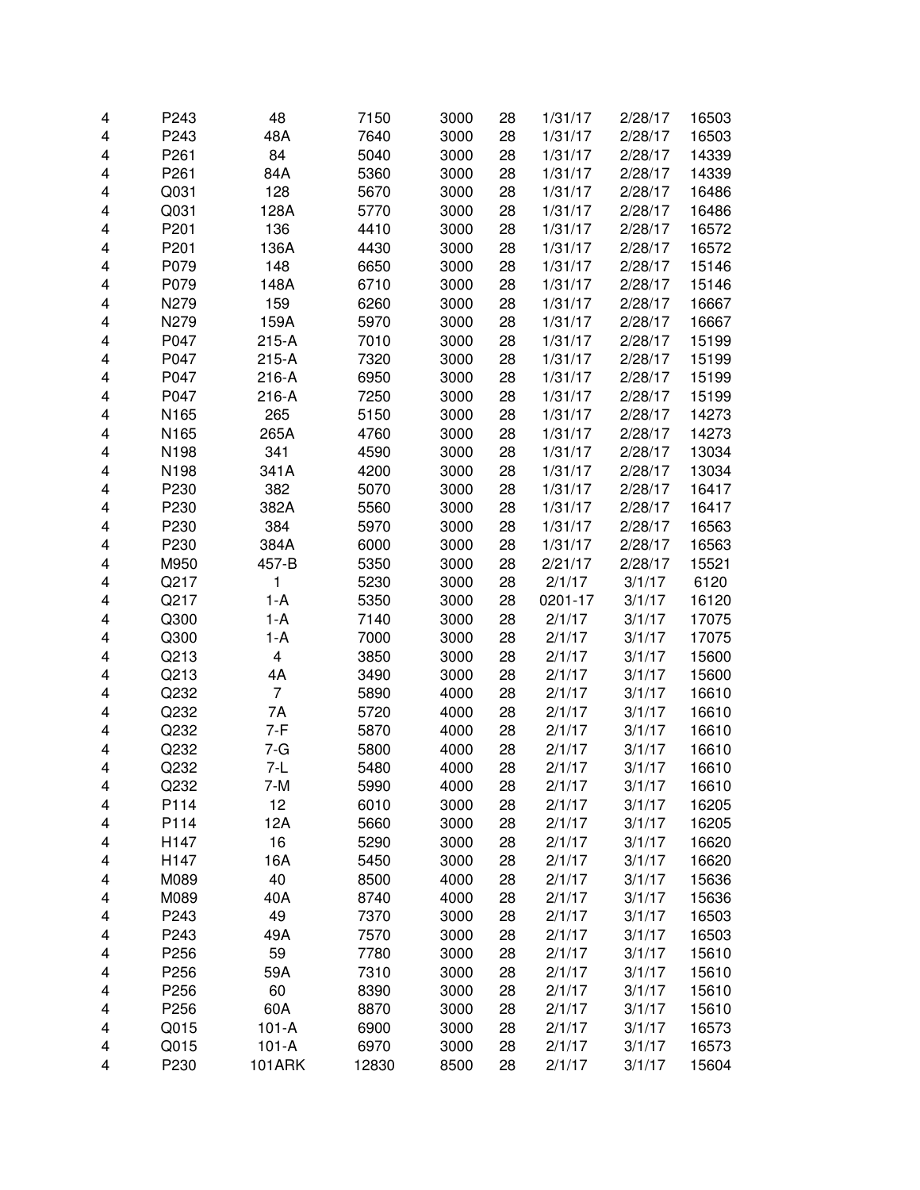| | | | | | | | | |
|---|---|---|---|---|---|---|---|---|
| 4 | P243 | 48 | 7150 | 3000 | 28 | 1/31/17 | 2/28/17 | 16503 |
| 4 | P243 | 48A | 7640 | 3000 | 28 | 1/31/17 | 2/28/17 | 16503 |
| 4 | P261 | 84 | 5040 | 3000 | 28 | 1/31/17 | 2/28/17 | 14339 |
| 4 | P261 | 84A | 5360 | 3000 | 28 | 1/31/17 | 2/28/17 | 14339 |
| 4 | Q031 | 128 | 5670 | 3000 | 28 | 1/31/17 | 2/28/17 | 16486 |
| 4 | Q031 | 128A | 5770 | 3000 | 28 | 1/31/17 | 2/28/17 | 16486 |
| 4 | P201 | 136 | 4410 | 3000 | 28 | 1/31/17 | 2/28/17 | 16572 |
| 4 | P201 | 136A | 4430 | 3000 | 28 | 1/31/17 | 2/28/17 | 16572 |
| 4 | P079 | 148 | 6650 | 3000 | 28 | 1/31/17 | 2/28/17 | 15146 |
| 4 | P079 | 148A | 6710 | 3000 | 28 | 1/31/17 | 2/28/17 | 15146 |
| 4 | N279 | 159 | 6260 | 3000 | 28 | 1/31/17 | 2/28/17 | 16667 |
| 4 | N279 | 159A | 5970 | 3000 | 28 | 1/31/17 | 2/28/17 | 16667 |
| 4 | P047 | 215-A | 7010 | 3000 | 28 | 1/31/17 | 2/28/17 | 15199 |
| 4 | P047 | 215-A | 7320 | 3000 | 28 | 1/31/17 | 2/28/17 | 15199 |
| 4 | P047 | 216-A | 6950 | 3000 | 28 | 1/31/17 | 2/28/17 | 15199 |
| 4 | P047 | 216-A | 7250 | 3000 | 28 | 1/31/17 | 2/28/17 | 15199 |
| 4 | N165 | 265 | 5150 | 3000 | 28 | 1/31/17 | 2/28/17 | 14273 |
| 4 | N165 | 265A | 4760 | 3000 | 28 | 1/31/17 | 2/28/17 | 14273 |
| 4 | N198 | 341 | 4590 | 3000 | 28 | 1/31/17 | 2/28/17 | 13034 |
| 4 | N198 | 341A | 4200 | 3000 | 28 | 1/31/17 | 2/28/17 | 13034 |
| 4 | P230 | 382 | 5070 | 3000 | 28 | 1/31/17 | 2/28/17 | 16417 |
| 4 | P230 | 382A | 5560 | 3000 | 28 | 1/31/17 | 2/28/17 | 16417 |
| 4 | P230 | 384 | 5970 | 3000 | 28 | 1/31/17 | 2/28/17 | 16563 |
| 4 | P230 | 384A | 6000 | 3000 | 28 | 1/31/17 | 2/28/17 | 16563 |
| 4 | M950 | 457-B | 5350 | 3000 | 28 | 2/21/17 | 2/28/17 | 15521 |
| 4 | Q217 | 1 | 5230 | 3000 | 28 | 2/1/17 | 3/1/17 | 6120 |
| 4 | Q217 | 1-A | 5350 | 3000 | 28 | 0201-17 | 3/1/17 | 16120 |
| 4 | Q300 | 1-A | 7140 | 3000 | 28 | 2/1/17 | 3/1/17 | 17075 |
| 4 | Q300 | 1-A | 7000 | 3000 | 28 | 2/1/17 | 3/1/17 | 17075 |
| 4 | Q213 | 4 | 3850 | 3000 | 28 | 2/1/17 | 3/1/17 | 15600 |
| 4 | Q213 | 4A | 3490 | 3000 | 28 | 2/1/17 | 3/1/17 | 15600 |
| 4 | Q232 | 7 | 5890 | 4000 | 28 | 2/1/17 | 3/1/17 | 16610 |
| 4 | Q232 | 7A | 5720 | 4000 | 28 | 2/1/17 | 3/1/17 | 16610 |
| 4 | Q232 | 7-F | 5870 | 4000 | 28 | 2/1/17 | 3/1/17 | 16610 |
| 4 | Q232 | 7-G | 5800 | 4000 | 28 | 2/1/17 | 3/1/17 | 16610 |
| 4 | Q232 | 7-L | 5480 | 4000 | 28 | 2/1/17 | 3/1/17 | 16610 |
| 4 | Q232 | 7-M | 5990 | 4000 | 28 | 2/1/17 | 3/1/17 | 16610 |
| 4 | P114 | 12 | 6010 | 3000 | 28 | 2/1/17 | 3/1/17 | 16205 |
| 4 | P114 | 12A | 5660 | 3000 | 28 | 2/1/17 | 3/1/17 | 16205 |
| 4 | H147 | 16 | 5290 | 3000 | 28 | 2/1/17 | 3/1/17 | 16620 |
| 4 | H147 | 16A | 5450 | 3000 | 28 | 2/1/17 | 3/1/17 | 16620 |
| 4 | M089 | 40 | 8500 | 4000 | 28 | 2/1/17 | 3/1/17 | 15636 |
| 4 | M089 | 40A | 8740 | 4000 | 28 | 2/1/17 | 3/1/17 | 15636 |
| 4 | P243 | 49 | 7370 | 3000 | 28 | 2/1/17 | 3/1/17 | 16503 |
| 4 | P243 | 49A | 7570 | 3000 | 28 | 2/1/17 | 3/1/17 | 16503 |
| 4 | P256 | 59 | 7780 | 3000 | 28 | 2/1/17 | 3/1/17 | 15610 |
| 4 | P256 | 59A | 7310 | 3000 | 28 | 2/1/17 | 3/1/17 | 15610 |
| 4 | P256 | 60 | 8390 | 3000 | 28 | 2/1/17 | 3/1/17 | 15610 |
| 4 | P256 | 60A | 8870 | 3000 | 28 | 2/1/17 | 3/1/17 | 15610 |
| 4 | Q015 | 101-A | 6900 | 3000 | 28 | 2/1/17 | 3/1/17 | 16573 |
| 4 | Q015 | 101-A | 6970 | 3000 | 28 | 2/1/17 | 3/1/17 | 16573 |
| 4 | P230 | 101ARK | 12830 | 8500 | 28 | 2/1/17 | 3/1/17 | 15604 |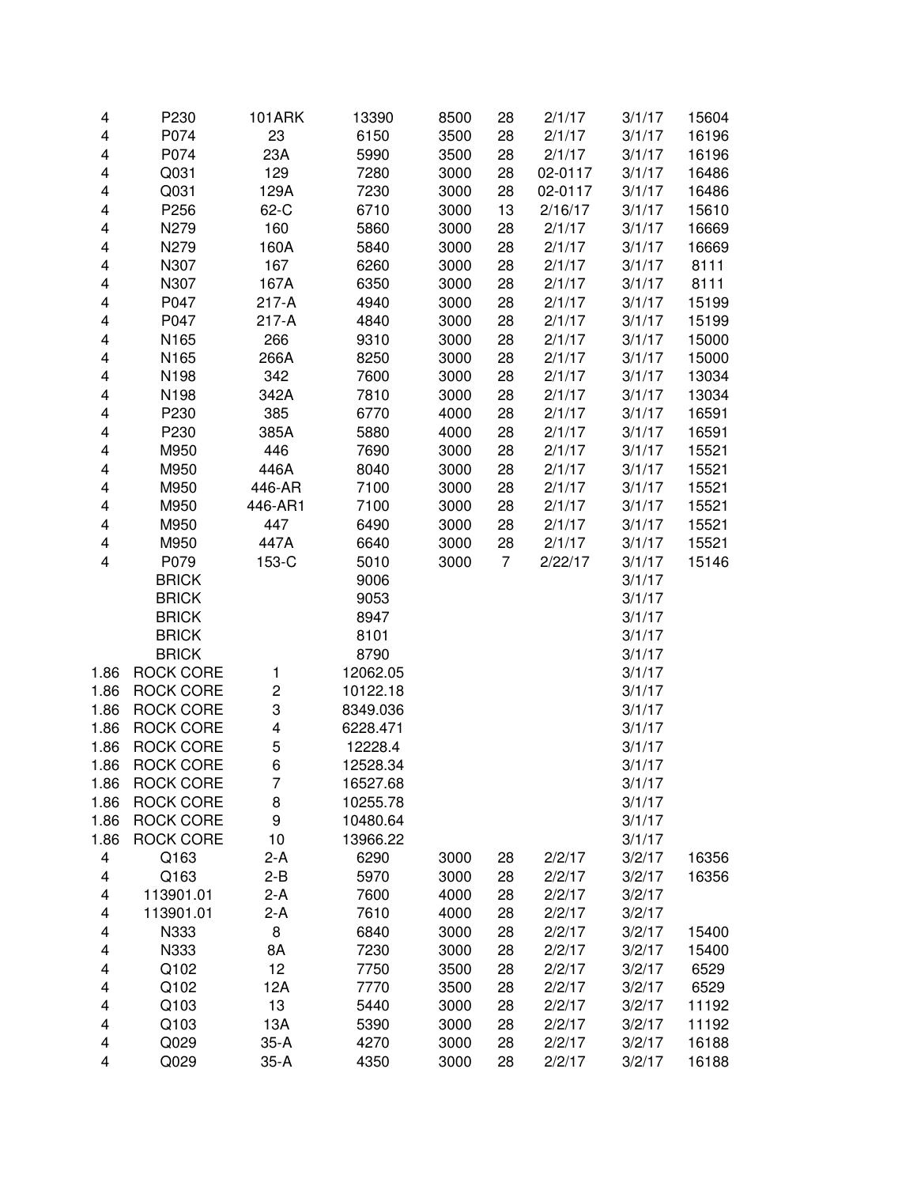| | | | | | | | | |
|---|---|---|---|---|---|---|---|---|
| 4 | P230 | 101ARK | 13390 | 8500 | 28 | 2/1/17 | 3/1/17 | 15604 |
| 4 | P074 | 23 | 6150 | 3500 | 28 | 2/1/17 | 3/1/17 | 16196 |
| 4 | P074 | 23A | 5990 | 3500 | 28 | 2/1/17 | 3/1/17 | 16196 |
| 4 | Q031 | 129 | 7280 | 3000 | 28 | 02-0117 | 3/1/17 | 16486 |
| 4 | Q031 | 129A | 7230 | 3000 | 28 | 02-0117 | 3/1/17 | 16486 |
| 4 | P256 | 62-C | 6710 | 3000 | 13 | 2/16/17 | 3/1/17 | 15610 |
| 4 | N279 | 160 | 5860 | 3000 | 28 | 2/1/17 | 3/1/17 | 16669 |
| 4 | N279 | 160A | 5840 | 3000 | 28 | 2/1/17 | 3/1/17 | 16669 |
| 4 | N307 | 167 | 6260 | 3000 | 28 | 2/1/17 | 3/1/17 | 8111 |
| 4 | N307 | 167A | 6350 | 3000 | 28 | 2/1/17 | 3/1/17 | 8111 |
| 4 | P047 | 217-A | 4940 | 3000 | 28 | 2/1/17 | 3/1/17 | 15199 |
| 4 | P047 | 217-A | 4840 | 3000 | 28 | 2/1/17 | 3/1/17 | 15199 |
| 4 | N165 | 266 | 9310 | 3000 | 28 | 2/1/17 | 3/1/17 | 15000 |
| 4 | N165 | 266A | 8250 | 3000 | 28 | 2/1/17 | 3/1/17 | 15000 |
| 4 | N198 | 342 | 7600 | 3000 | 28 | 2/1/17 | 3/1/17 | 13034 |
| 4 | N198 | 342A | 7810 | 3000 | 28 | 2/1/17 | 3/1/17 | 13034 |
| 4 | P230 | 385 | 6770 | 4000 | 28 | 2/1/17 | 3/1/17 | 16591 |
| 4 | P230 | 385A | 5880 | 4000 | 28 | 2/1/17 | 3/1/17 | 16591 |
| 4 | M950 | 446 | 7690 | 3000 | 28 | 2/1/17 | 3/1/17 | 15521 |
| 4 | M950 | 446A | 8040 | 3000 | 28 | 2/1/17 | 3/1/17 | 15521 |
| 4 | M950 | 446-AR | 7100 | 3000 | 28 | 2/1/17 | 3/1/17 | 15521 |
| 4 | M950 | 446-AR1 | 7100 | 3000 | 28 | 2/1/17 | 3/1/17 | 15521 |
| 4 | M950 | 447 | 6490 | 3000 | 28 | 2/1/17 | 3/1/17 | 15521 |
| 4 | M950 | 447A | 6640 | 3000 | 28 | 2/1/17 | 3/1/17 | 15521 |
| 4 | P079 | 153-C | 5010 | 3000 | 7 | 2/22/17 | 3/1/17 | 15146 |
| | BRICK | | 9006 | | | | 3/1/17 | |
| | BRICK | | 9053 | | | | 3/1/17 | |
| | BRICK | | 8947 | | | | 3/1/17 | |
| | BRICK | | 8101 | | | | 3/1/17 | |
| | BRICK | | 8790 | | | | 3/1/17 | |
| 1.86 | ROCK CORE | 1 | 12062.05 | | | | 3/1/17 | |
| 1.86 | ROCK CORE | 2 | 10122.18 | | | | 3/1/17 | |
| 1.86 | ROCK CORE | 3 | 8349.036 | | | | 3/1/17 | |
| 1.86 | ROCK CORE | 4 | 6228.471 | | | | 3/1/17 | |
| 1.86 | ROCK CORE | 5 | 12228.4 | | | | 3/1/17 | |
| 1.86 | ROCK CORE | 6 | 12528.34 | | | | 3/1/17 | |
| 1.86 | ROCK CORE | 7 | 16527.68 | | | | 3/1/17 | |
| 1.86 | ROCK CORE | 8 | 10255.78 | | | | 3/1/17 | |
| 1.86 | ROCK CORE | 9 | 10480.64 | | | | 3/1/17 | |
| 1.86 | ROCK CORE | 10 | 13966.22 | | | | 3/1/17 | |
| 4 | Q163 | 2-A | 6290 | 3000 | 28 | 2/2/17 | 3/2/17 | 16356 |
| 4 | Q163 | 2-B | 5970 | 3000 | 28 | 2/2/17 | 3/2/17 | 16356 |
| 4 | 113901.01 | 2-A | 7600 | 4000 | 28 | 2/2/17 | 3/2/17 | |
| 4 | 113901.01 | 2-A | 7610 | 4000 | 28 | 2/2/17 | 3/2/17 | |
| 4 | N333 | 8 | 6840 | 3000 | 28 | 2/2/17 | 3/2/17 | 15400 |
| 4 | N333 | 8A | 7230 | 3000 | 28 | 2/2/17 | 3/2/17 | 15400 |
| 4 | Q102 | 12 | 7750 | 3500 | 28 | 2/2/17 | 3/2/17 | 6529 |
| 4 | Q102 | 12A | 7770 | 3500 | 28 | 2/2/17 | 3/2/17 | 6529 |
| 4 | Q103 | 13 | 5440 | 3000 | 28 | 2/2/17 | 3/2/17 | 11192 |
| 4 | Q103 | 13A | 5390 | 3000 | 28 | 2/2/17 | 3/2/17 | 11192 |
| 4 | Q029 | 35-A | 4270 | 3000 | 28 | 2/2/17 | 3/2/17 | 16188 |
| 4 | Q029 | 35-A | 4350 | 3000 | 28 | 2/2/17 | 3/2/17 | 16188 |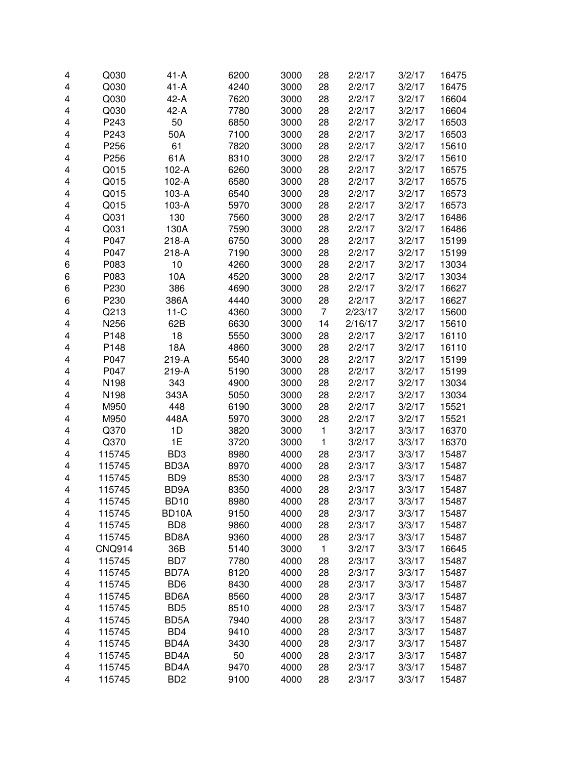| | | | | | | | | |
|---|---|---|---|---|---|---|---|---|
| 4 | Q030 | 41-A | 6200 | 3000 | 28 | 2/2/17 | 3/2/17 | 16475 |
| 4 | Q030 | 41-A | 4240 | 3000 | 28 | 2/2/17 | 3/2/17 | 16475 |
| 4 | Q030 | 42-A | 7620 | 3000 | 28 | 2/2/17 | 3/2/17 | 16604 |
| 4 | Q030 | 42-A | 7780 | 3000 | 28 | 2/2/17 | 3/2/17 | 16604 |
| 4 | P243 | 50 | 6850 | 3000 | 28 | 2/2/17 | 3/2/17 | 16503 |
| 4 | P243 | 50A | 7100 | 3000 | 28 | 2/2/17 | 3/2/17 | 16503 |
| 4 | P256 | 61 | 7820 | 3000 | 28 | 2/2/17 | 3/2/17 | 15610 |
| 4 | P256 | 61A | 8310 | 3000 | 28 | 2/2/17 | 3/2/17 | 15610 |
| 4 | Q015 | 102-A | 6260 | 3000 | 28 | 2/2/17 | 3/2/17 | 16575 |
| 4 | Q015 | 102-A | 6580 | 3000 | 28 | 2/2/17 | 3/2/17 | 16575 |
| 4 | Q015 | 103-A | 6540 | 3000 | 28 | 2/2/17 | 3/2/17 | 16573 |
| 4 | Q015 | 103-A | 5970 | 3000 | 28 | 2/2/17 | 3/2/17 | 16573 |
| 4 | Q031 | 130 | 7560 | 3000 | 28 | 2/2/17 | 3/2/17 | 16486 |
| 4 | Q031 | 130A | 7590 | 3000 | 28 | 2/2/17 | 3/2/17 | 16486 |
| 4 | P047 | 218-A | 6750 | 3000 | 28 | 2/2/17 | 3/2/17 | 15199 |
| 4 | P047 | 218-A | 7190 | 3000 | 28 | 2/2/17 | 3/2/17 | 15199 |
| 6 | P083 | 10 | 4260 | 3000 | 28 | 2/2/17 | 3/2/17 | 13034 |
| 6 | P083 | 10A | 4520 | 3000 | 28 | 2/2/17 | 3/2/17 | 13034 |
| 6 | P230 | 386 | 4690 | 3000 | 28 | 2/2/17 | 3/2/17 | 16627 |
| 6 | P230 | 386A | 4440 | 3000 | 28 | 2/2/17 | 3/2/17 | 16627 |
| 4 | Q213 | 11-C | 4360 | 3000 | 7 | 2/23/17 | 3/2/17 | 15600 |
| 4 | N256 | 62B | 6630 | 3000 | 14 | 2/16/17 | 3/2/17 | 15610 |
| 4 | P148 | 18 | 5550 | 3000 | 28 | 2/2/17 | 3/2/17 | 16110 |
| 4 | P148 | 18A | 4860 | 3000 | 28 | 2/2/17 | 3/2/17 | 16110 |
| 4 | P047 | 219-A | 5540 | 3000 | 28 | 2/2/17 | 3/2/17 | 15199 |
| 4 | P047 | 219-A | 5190 | 3000 | 28 | 2/2/17 | 3/2/17 | 15199 |
| 4 | N198 | 343 | 4900 | 3000 | 28 | 2/2/17 | 3/2/17 | 13034 |
| 4 | N198 | 343A | 5050 | 3000 | 28 | 2/2/17 | 3/2/17 | 13034 |
| 4 | M950 | 448 | 6190 | 3000 | 28 | 2/2/17 | 3/2/17 | 15521 |
| 4 | M950 | 448A | 5970 | 3000 | 28 | 2/2/17 | 3/2/17 | 15521 |
| 4 | Q370 | 1D | 3820 | 3000 | 1 | 3/2/17 | 3/3/17 | 16370 |
| 4 | Q370 | 1E | 3720 | 3000 | 1 | 3/2/17 | 3/3/17 | 16370 |
| 4 | 115745 | BD3 | 8980 | 4000 | 28 | 2/3/17 | 3/3/17 | 15487 |
| 4 | 115745 | BD3A | 8970 | 4000 | 28 | 2/3/17 | 3/3/17 | 15487 |
| 4 | 115745 | BD9 | 8530 | 4000 | 28 | 2/3/17 | 3/3/17 | 15487 |
| 4 | 115745 | BD9A | 8350 | 4000 | 28 | 2/3/17 | 3/3/17 | 15487 |
| 4 | 115745 | BD10 | 8980 | 4000 | 28 | 2/3/17 | 3/3/17 | 15487 |
| 4 | 115745 | BD10A | 9150 | 4000 | 28 | 2/3/17 | 3/3/17 | 15487 |
| 4 | 115745 | BD8 | 9860 | 4000 | 28 | 2/3/17 | 3/3/17 | 15487 |
| 4 | 115745 | BD8A | 9360 | 4000 | 28 | 2/3/17 | 3/3/17 | 15487 |
| 4 | CNQ914 | 36B | 5140 | 3000 | 1 | 3/2/17 | 3/3/17 | 16645 |
| 4 | 115745 | BD7 | 7780 | 4000 | 28 | 2/3/17 | 3/3/17 | 15487 |
| 4 | 115745 | BD7A | 8120 | 4000 | 28 | 2/3/17 | 3/3/17 | 15487 |
| 4 | 115745 | BD6 | 8430 | 4000 | 28 | 2/3/17 | 3/3/17 | 15487 |
| 4 | 115745 | BD6A | 8560 | 4000 | 28 | 2/3/17 | 3/3/17 | 15487 |
| 4 | 115745 | BD5 | 8510 | 4000 | 28 | 2/3/17 | 3/3/17 | 15487 |
| 4 | 115745 | BD5A | 7940 | 4000 | 28 | 2/3/17 | 3/3/17 | 15487 |
| 4 | 115745 | BD4 | 9410 | 4000 | 28 | 2/3/17 | 3/3/17 | 15487 |
| 4 | 115745 | BD4A | 3430 | 4000 | 28 | 2/3/17 | 3/3/17 | 15487 |
| 4 | 115745 | BD4A | 50 | 4000 | 28 | 2/3/17 | 3/3/17 | 15487 |
| 4 | 115745 | BD4A | 9470 | 4000 | 28 | 2/3/17 | 3/3/17 | 15487 |
| 4 | 115745 | BD2 | 9100 | 4000 | 28 | 2/3/17 | 3/3/17 | 15487 |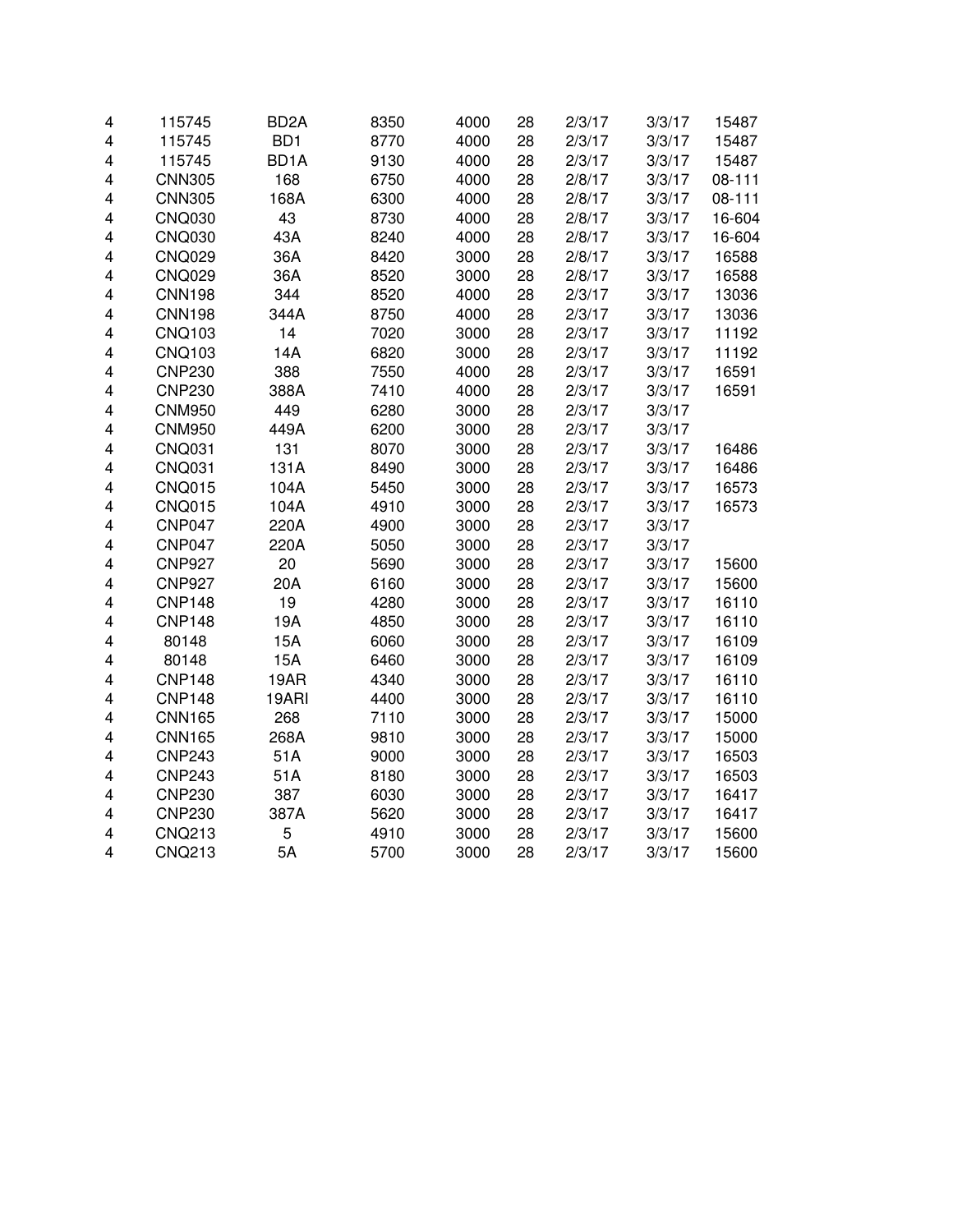| | | | | | | | | |
|---|---|---|---|---|---|---|---|---|
| 4 | 115745 | BD2A | 8350 | 4000 | 28 | 2/3/17 | 3/3/17 | 15487 |
| 4 | 115745 | BD1 | 8770 | 4000 | 28 | 2/3/17 | 3/3/17 | 15487 |
| 4 | 115745 | BD1A | 9130 | 4000 | 28 | 2/3/17 | 3/3/17 | 15487 |
| 4 | CNN305 | 168 | 6750 | 4000 | 28 | 2/8/17 | 3/3/17 | 08-111 |
| 4 | CNN305 | 168A | 6300 | 4000 | 28 | 2/8/17 | 3/3/17 | 08-111 |
| 4 | CNQ030 | 43 | 8730 | 4000 | 28 | 2/8/17 | 3/3/17 | 16-604 |
| 4 | CNQ030 | 43A | 8240 | 4000 | 28 | 2/8/17 | 3/3/17 | 16-604 |
| 4 | CNQ029 | 36A | 8420 | 3000 | 28 | 2/8/17 | 3/3/17 | 16588 |
| 4 | CNQ029 | 36A | 8520 | 3000 | 28 | 2/8/17 | 3/3/17 | 16588 |
| 4 | CNN198 | 344 | 8520 | 4000 | 28 | 2/3/17 | 3/3/17 | 13036 |
| 4 | CNN198 | 344A | 8750 | 4000 | 28 | 2/3/17 | 3/3/17 | 13036 |
| 4 | CNQ103 | 14 | 7020 | 3000 | 28 | 2/3/17 | 3/3/17 | 11192 |
| 4 | CNQ103 | 14A | 6820 | 3000 | 28 | 2/3/17 | 3/3/17 | 11192 |
| 4 | CNP230 | 388 | 7550 | 4000 | 28 | 2/3/17 | 3/3/17 | 16591 |
| 4 | CNP230 | 388A | 7410 | 4000 | 28 | 2/3/17 | 3/3/17 | 16591 |
| 4 | CNM950 | 449 | 6280 | 3000 | 28 | 2/3/17 | 3/3/17 | |
| 4 | CNM950 | 449A | 6200 | 3000 | 28 | 2/3/17 | 3/3/17 | |
| 4 | CNQ031 | 131 | 8070 | 3000 | 28 | 2/3/17 | 3/3/17 | 16486 |
| 4 | CNQ031 | 131A | 8490 | 3000 | 28 | 2/3/17 | 3/3/17 | 16486 |
| 4 | CNQ015 | 104A | 5450 | 3000 | 28 | 2/3/17 | 3/3/17 | 16573 |
| 4 | CNQ015 | 104A | 4910 | 3000 | 28 | 2/3/17 | 3/3/17 | 16573 |
| 4 | CNP047 | 220A | 4900 | 3000 | 28 | 2/3/17 | 3/3/17 | |
| 4 | CNP047 | 220A | 5050 | 3000 | 28 | 2/3/17 | 3/3/17 | |
| 4 | CNP927 | 20 | 5690 | 3000 | 28 | 2/3/17 | 3/3/17 | 15600 |
| 4 | CNP927 | 20A | 6160 | 3000 | 28 | 2/3/17 | 3/3/17 | 15600 |
| 4 | CNP148 | 19 | 4280 | 3000 | 28 | 2/3/17 | 3/3/17 | 16110 |
| 4 | CNP148 | 19A | 4850 | 3000 | 28 | 2/3/17 | 3/3/17 | 16110 |
| 4 | 80148 | 15A | 6060 | 3000 | 28 | 2/3/17 | 3/3/17 | 16109 |
| 4 | 80148 | 15A | 6460 | 3000 | 28 | 2/3/17 | 3/3/17 | 16109 |
| 4 | CNP148 | 19AR | 4340 | 3000 | 28 | 2/3/17 | 3/3/17 | 16110 |
| 4 | CNP148 | 19ARI | 4400 | 3000 | 28 | 2/3/17 | 3/3/17 | 16110 |
| 4 | CNN165 | 268 | 7110 | 3000 | 28 | 2/3/17 | 3/3/17 | 15000 |
| 4 | CNN165 | 268A | 9810 | 3000 | 28 | 2/3/17 | 3/3/17 | 15000 |
| 4 | CNP243 | 51A | 9000 | 3000 | 28 | 2/3/17 | 3/3/17 | 16503 |
| 4 | CNP243 | 51A | 8180 | 3000 | 28 | 2/3/17 | 3/3/17 | 16503 |
| 4 | CNP230 | 387 | 6030 | 3000 | 28 | 2/3/17 | 3/3/17 | 16417 |
| 4 | CNP230 | 387A | 5620 | 3000 | 28 | 2/3/17 | 3/3/17 | 16417 |
| 4 | CNQ213 | 5 | 4910 | 3000 | 28 | 2/3/17 | 3/3/17 | 15600 |
| 4 | CNQ213 | 5A | 5700 | 3000 | 28 | 2/3/17 | 3/3/17 | 15600 |